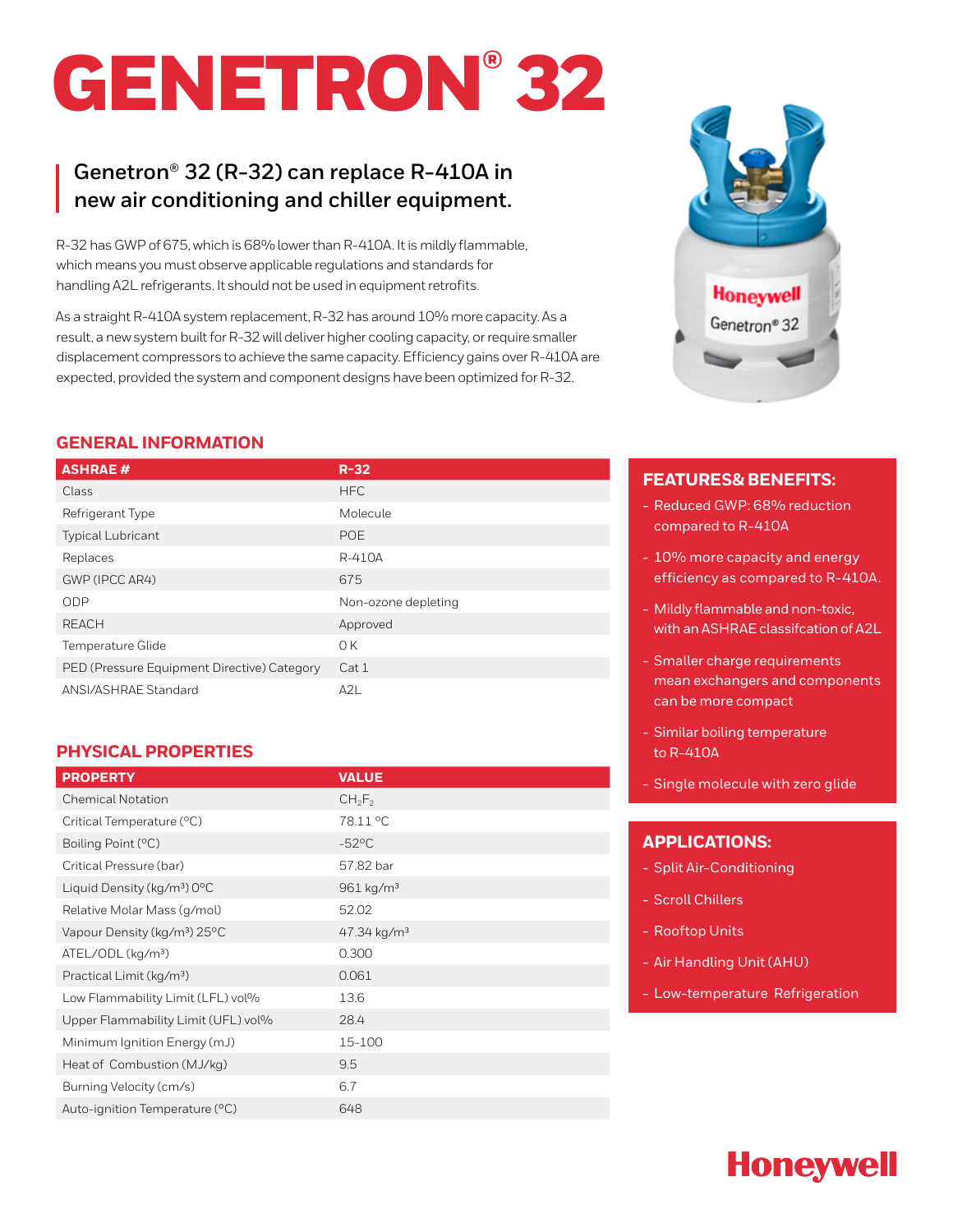# GENETRON® 32

## Genetron® 32 (R-32) can replace R-410A in new air conditioning and chiller equipment.

R-32 has GWP of 675, which is 68% lower than R-410A. It is mildly flammable, which means you must observe applicable regulations and standards for handling A2L refrigerants. It should not be used in equipment retrofits.

As a straight R-410A system replacement, R-32 has around 10% more capacity. As a result, a new system built for R-32 will deliver higher cooling capacity, or require smaller displacement compressors to achieve the same capacity. Efficiency gains over R-410A are expected, provided the system and component designs have been optimized for R-32.

## GENERAL INFORMATION

| ASHRAE # | R-32 |
|---|---|
| Class | HFC |
| Refrigerant Type | Molecule |
| Typical Lubricant | POE |
| Replaces | R-410A |
| GWP (IPCC AR4) | 675 |
| ODP | Non-ozone depleting |
| REACH | Approved |
| Temperature Glide | 0 K |
| PED (Pressure Equipment Directive) Category | Cat 1 |
| ANSI/ASHRAE Standard | A2L |

## PHYSICAL PROPERTIES

| PROPERTY | VALUE |
|---|---|
| Chemical Notation | $CH_2F_2$ |
| Critical Temperature (°C) | 78.11 °C |
| Boiling Point (°C) | -52°C |
| Critical Pressure (bar) | 57.82 bar |
| Liquid Density (kg/m³) 0°C | 961 kg/m³ |
| Relative Molar Mass (g/mol) | 52.02 |
| Vapour Density (kg/m³) 25°C | 47.34 kg/m³ |
| ATEL/ODL (kg/m³) | 0.300 |
| Practical Limit (kg/m³) | 0.061 |
| Low Flammability Limit (LFL) vol% | 13.6 |
| Upper Flammability Limit (UFL) vol% | 28.4 |
| Minimum Ignition Energy (mJ) | 15-100 |
| Heat of Combustion (MJ/kg) | 9.5 |
| Burning Velocity (cm/s) | 6.7 |
| Auto-ignition Temperature (°C) | 648 |

## FEATURES& BENEFITS:

- Reduced GWP: 68% reduction compared to R-410A
- 10% more capacity and energy efficiency as compared to R-410A.
- Mildly flammable and non-toxic, with an ASHRAE classifcation of A2L
- Smaller charge requirements mean exchangers and components can be more compact
- Similar boiling temperature to R-410A
- Single molecule with zero glide

## APPLICATIONS:

- Split Air-Conditioning
- Scroll Chillers
- Rooftop Units
- Air Handling Unit (AHU)
- Low-temperature Refrigeration

Honeywell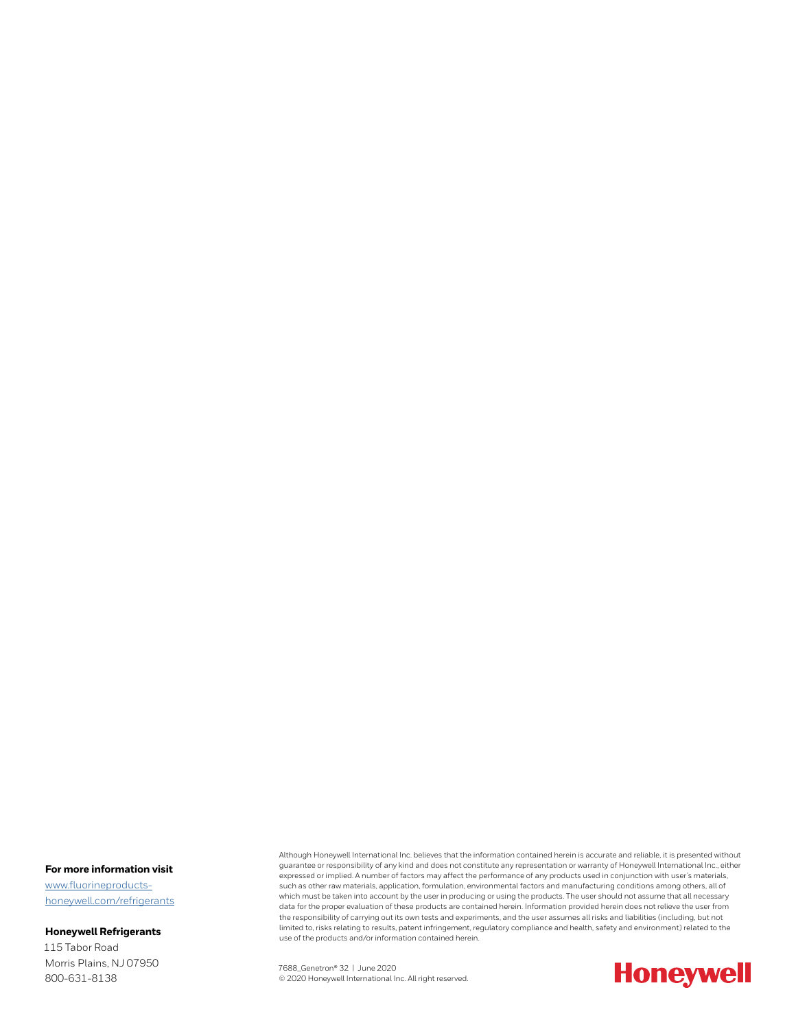**For more information visit**

www.fluorineproducts-honeywell.com/refrigerants

**Honeywell Refrigerants**

115 Tabor Road
Morris Plains, NJ 07950
800-631-8138

Although Honeywell International Inc. believes that the information contained herein is accurate and reliable, it is presented without guarantee or responsibility of any kind and does not constitute any representation or warranty of Honeywell International Inc., either expressed or implied. A number of factors may affect the performance of any products used in conjunction with user's materials, such as other raw materials, application, formulation, environmental factors and manufacturing conditions among others, all of which must be taken into account by the user in producing or using the products. The user should not assume that all necessary data for the proper evaluation of these products are contained herein. Information provided herein does not relieve the user from the responsibility of carrying out its own tests and experiments, and the user assumes all risks and liabilities (including, but not limited to, risks relating to results, patent infringement, regulatory compliance and health, safety and environment) related to the use of the products and/or information contained herein.

7688_Genetron® 32 | June 2020
© 2020 Honeywell International Inc. All right reserved.

Honeywell